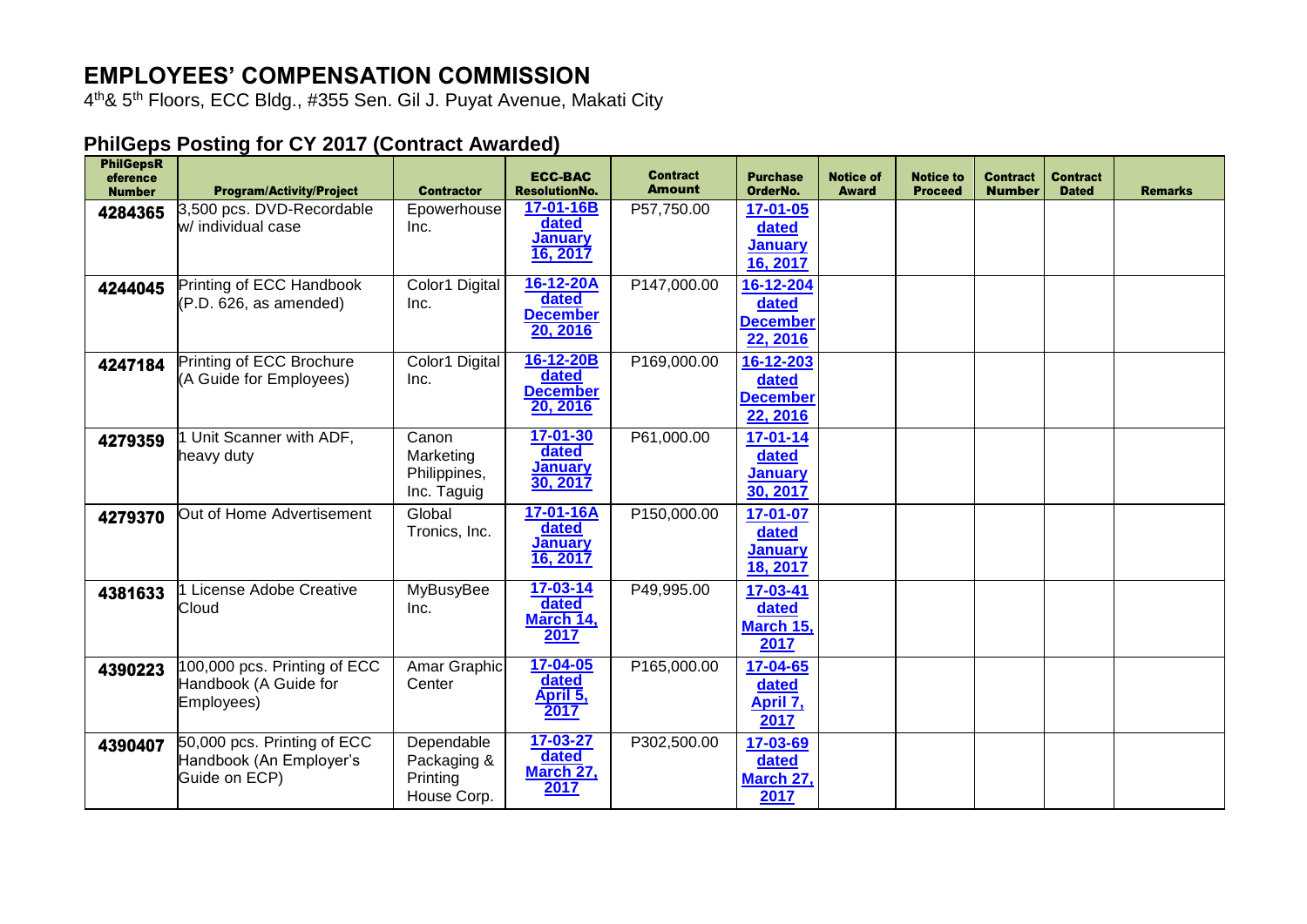# EMPLOYEES' COMPENSATION COMMISSION

4th& 5th Floors, ECC Bldg., #355 Sen. Gil J. Puyat Avenue, Makati City

## PhilGeps Posting for CY 2017 (Contract Awarded)

| PhilGepsR eference Number | Program/Activity/Project | Contractor | ECC-BAC ResolutionNo. | Contract Amount | Purchase OrderNo. | Notice of Award | Notice to Proceed | Contract Number | Contract Dated | Remarks |
|---|---|---|---|---|---|---|---|---|---|---|
| 4284365 | 3,500 pcs. DVD-Recordable w/ individual case | Epowerhouse Inc. | 17-01-16B dated January 16, 2017 | P57,750.00 | 17-01-05 dated January 16, 2017 | | | | | |
| 4244045 | Printing of ECC Handbook (P.D. 626, as amended) | Color1 Digital Inc. | 16-12-20A dated December 20, 2016 | P147,000.00 | 16-12-204 dated December 22, 2016 | | | | | |
| 4247184 | Printing of ECC Brochure (A Guide for Employees) | Color1 Digital Inc. | 16-12-20B dated December 20, 2016 | P169,000.00 | 16-12-203 dated December 22, 2016 | | | | | |
| 4279359 | 1 Unit Scanner with ADF, heavy duty | Canon Marketing Philippines, Inc. Taguig | 17-01-30 dated January 30, 2017 | P61,000.00 | 17-01-14 dated January 30, 2017 | | | | | |
| 4279370 | Out of Home Advertisement | Global Tronics, Inc. | 17-01-16A dated January 16, 2017 | P150,000.00 | 17-01-07 dated January 18, 2017 | | | | | |
| 4381633 | 1 License Adobe Creative Cloud | MyBusyBee Inc. | 17-03-14 dated March 14, 2017 | P49,995.00 | 17-03-41 dated March 15, 2017 | | | | | |
| 4390223 | 100,000 pcs. Printing of ECC Handbook (A Guide for Employees) | Amar Graphic Center | 17-04-05 dated April 5, 2017 | P165,000.00 | 17-04-65 dated April 7, 2017 | | | | | |
| 4390407 | 50,000 pcs. Printing of ECC Handbook (An Employer's Guide on ECP) | Dependable Packaging & Printing House Corp. | 17-03-27 dated March 27, 2017 | P302,500.00 | 17-03-69 dated March 27, 2017 | | | | | |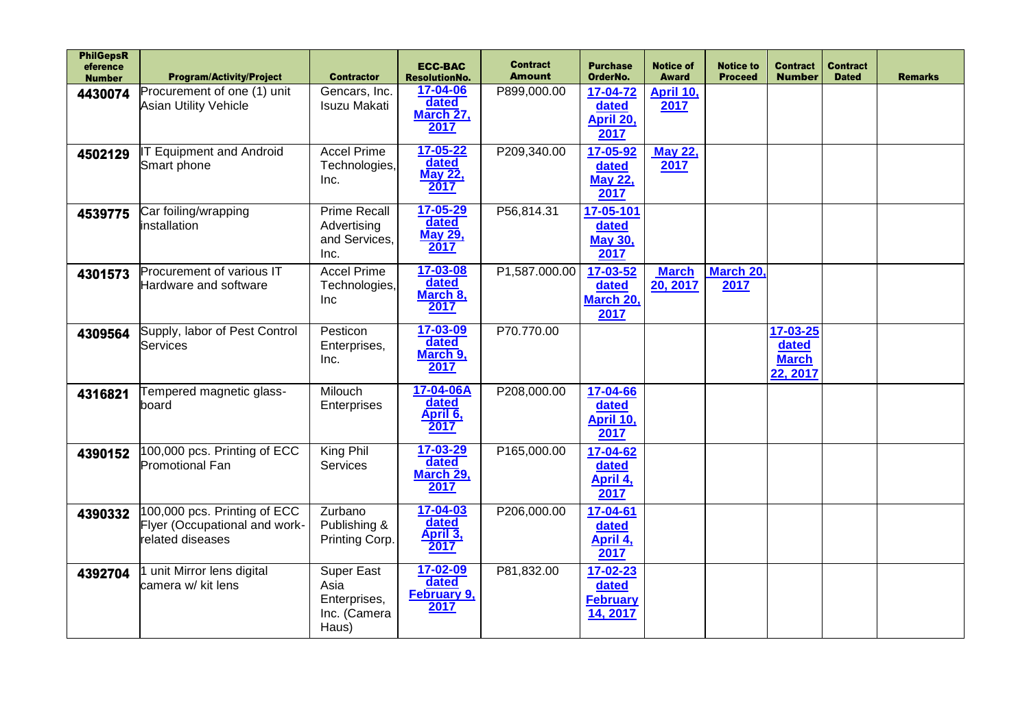| PhilGepsReference Number | Program/Activity/Project | Contractor | ECC-BAC ResolutionNo. | Contract Amount | Purchase OrderNo. | Notice of Award | Notice to Proceed | Contract Number | Contract Dated | Remarks |
|---|---|---|---|---|---|---|---|---|---|---|
| **4430074** | Procurement of one (1) unit Asian Utility Vehicle | Gencars, Inc. Isuzu Makati | **17-04-06 dated March 27, 2017** | P899,000.00 | **17-04-72 dated April 20, 2017** | **April 10, 2017** | | | | |
| **4502129** | IT Equipment and Android Smart phone | Accel Prime Technologies, Inc. | **17-05-22 dated May 22, 2017** | P209,340.00 | **17-05-92 dated May 22, 2017** | **May 22, 2017** | | | | |
| **4539775** | Car foiling/wrapping installation | Prime Recall Advertising and Services, Inc. | **17-05-29 dated May 29, 2017** | P56,814.31 | **17-05-101 dated May 30, 2017** | | | | | |
| **4301573** | Procurement of various IT Hardware and software | Accel Prime Technologies, Inc | **17-03-08 dated March 8, 2017** | P1,587.000.00 | **17-03-52 dated March 20, 2017** | **March 20, 2017** | **March 20, 2017** | | | |
| **4309564** | Supply, labor of Pest Control Services | Pesticon Enterprises, Inc. | **17-03-09 dated March 9, 2017** | P70.770.00 | | | | **17-03-25 dated March 22, 2017** | | |
| **4316821** | Tempered magnetic glass-board | Milouch Enterprises | **17-04-06A dated April 6, 2017** | P208,000.00 | **17-04-66 dated April 10, 2017** | | | | | |
| **4390152** | 100,000 pcs. Printing of ECC Promotional Fan | King Phil Services | **17-03-29 dated March 29, 2017** | P165,000.00 | **17-04-62 dated April 4, 2017** | | | | | |
| **4390332** | 100,000 pcs. Printing of ECC Flyer (Occupational and work-related diseases | Zurbano Publishing & Printing Corp. | **17-04-03 dated April 3, 2017** | P206,000.00 | **17-04-61 dated April 4, 2017** | | | | | |
| **4392704** | 1 unit Mirror lens digital camera w/ kit lens | Super East Asia Enterprises, Inc. (Camera Haus) | **17-02-09 dated February 9, 2017** | P81,832.00 | **17-02-23 dated February 14, 2017** | | | | | |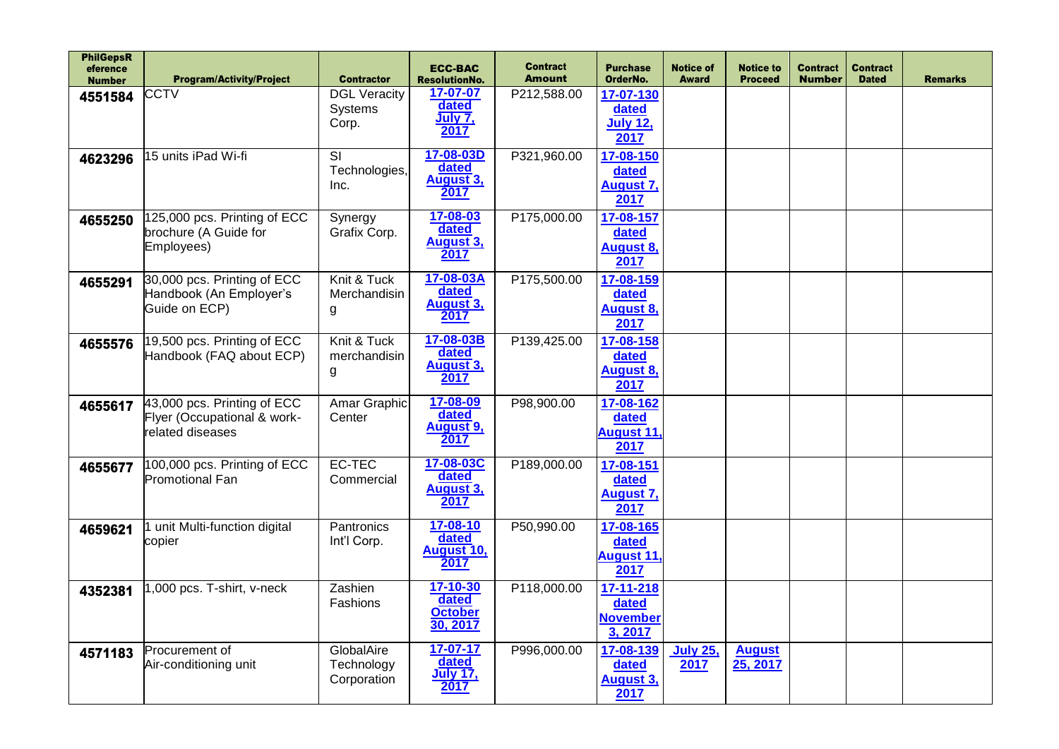| PhilGepsReference Number | Program/Activity/Project | Contractor | ECC-BAC ResolutionNo. | Contract Amount | Purchase OrderNo. | Notice of Award | Notice to Proceed | Contract Number | Contract Dated | Remarks |
|---|---|---|---|---|---|---|---|---|---|---|
| 4551584 | CCTV | DGL Veracity Systems Corp. | 17-07-07 dated July 7, 2017 | P212,588.00 | 17-07-130 dated July 12, 2017 | | | | | |
| 4623296 | 15 units iPad Wi-fi | SI Technologies, Inc. | 17-08-03D dated August 3, 2017 | P321,960.00 | 17-08-150 dated August 7, 2017 | | | | | |
| 4655250 | 125,000 pcs. Printing of ECC brochure (A Guide for Employees) | Synergy Grafix Corp. | 17-08-03 dated August 3, 2017 | P175,000.00 | 17-08-157 dated August 8, 2017 | | | | | |
| 4655291 | 30,000 pcs. Printing of ECC Handbook (An Employer's Guide on ECP) | Knit & Tuck Merchandising | 17-08-03A dated August 3, 2017 | P175,500.00 | 17-08-159 dated August 8, 2017 | | | | | |
| 4655576 | 19,500 pcs. Printing of ECC Handbook (FAQ about ECP) | Knit & Tuck merchandising | 17-08-03B dated August 3, 2017 | P139,425.00 | 17-08-158 dated August 8, 2017 | | | | | |
| 4655617 | 43,000 pcs. Printing of ECC Flyer (Occupational & work-related diseases | Amar Graphic Center | 17-08-09 dated August 9, 2017 | P98,900.00 | 17-08-162 dated August 11, 2017 | | | | | |
| 4655677 | 100,000 pcs. Printing of ECC Promotional Fan | EC-TEC Commercial | 17-08-03C dated August 3, 2017 | P189,000.00 | 17-08-151 dated August 7, 2017 | | | | | |
| 4659621 | 1 unit Multi-function digital copier | Pantronics Int'l Corp. | 17-08-10 dated August 10, 2017 | P50,990.00 | 17-08-165 dated August 11, 2017 | | | | | |
| 4352381 | 1,000 pcs. T-shirt, v-neck | Zashien Fashions | 17-10-30 dated October 30, 2017 | P118,000.00 | 17-11-218 dated November 3, 2017 | | | | | |
| 4571183 | Procurement of Air-conditioning unit | GlobalAire Technology Corporation | 17-07-17 dated July 17, 2017 | P996,000.00 | 17-08-139 dated August 3, 2017 | July 25, 2017 | August 25, 2017 | | | |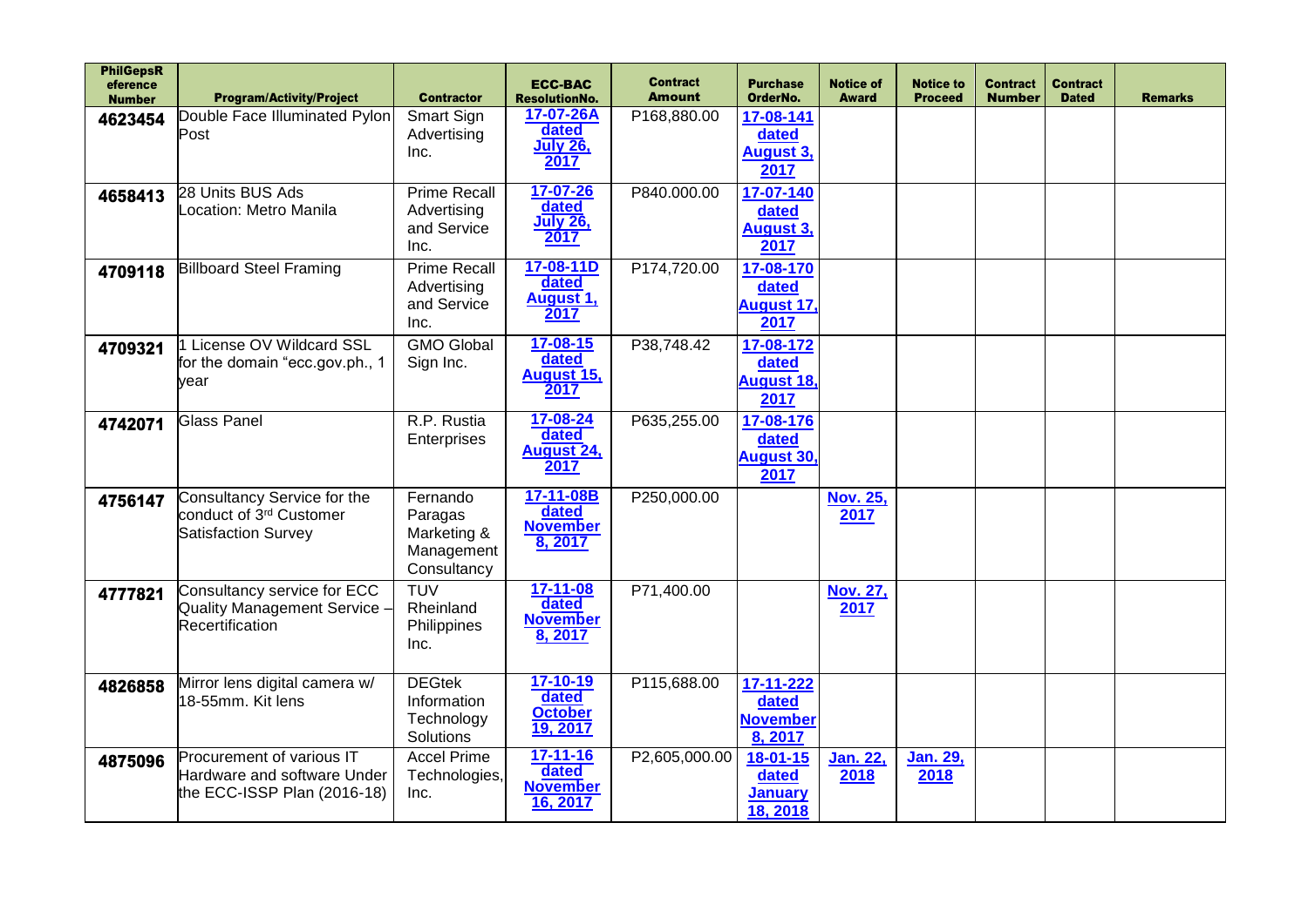| PhilGepsReference Number | Program/Activity/Project | Contractor | ECC-BAC ResolutionNo. | Contract Amount | Purchase OrderNo. | Notice of Award | Notice to Proceed | Contract Number | Contract Dated | Remarks |
|---|---|---|---|---|---|---|---|---|---|---|
| 4623454 | Double Face Illuminated Pylon Post | Smart Sign Advertising Inc. | 17-07-26A dated July 26, 2017 | P168,880.00 | 17-08-141 dated August 3, 2017 | | | | | |
| 4658413 | 28 Units BUS Ads Location: Metro Manila | Prime Recall Advertising and Service Inc. | 17-07-26 dated July 26, 2017 | P840.000.00 | 17-07-140 dated August 3, 2017 | | | | | |
| 4709118 | Billboard Steel Framing | Prime Recall Advertising and Service Inc. | 17-08-11D dated August 1, 2017 | P174,720.00 | 17-08-170 dated August 17, 2017 | | | | | |
| 4709321 | 1 License OV Wildcard SSL for the domain "ecc.gov.ph., 1 year | GMO Global Sign Inc. | 17-08-15 dated August 15, 2017 | P38,748.42 | 17-08-172 dated August 18, 2017 | | | | | |
| 4742071 | Glass Panel | R.P. Rustia Enterprises | 17-08-24 dated August 24, 2017 | P635,255.00 | 17-08-176 dated August 30, 2017 | | | | | |
| 4756147 | Consultancy Service for the conduct of 3rd Customer Satisfaction Survey | Fernando Paragas Marketing & Management Consultancy | 17-11-08B dated November 8, 2017 | P250,000.00 | | Nov. 25, 2017 | | | | |
| 4777821 | Consultancy service for ECC Quality Management Service – Recertification | TUV Rheinland Philippines Inc. | 17-11-08 dated November 8, 2017 | P71,400.00 | | Nov. 27, 2017 | | | | |
| 4826858 | Mirror lens digital camera w/ 18-55mm. Kit lens | DEGtek Information Technology Solutions | 17-10-19 dated October 19, 2017 | P115,688.00 | 17-11-222 dated November 8, 2017 | | | | | |
| 4875096 | Procurement of various IT Hardware and software Under the ECC-ISSP Plan (2016-18) | Accel Prime Technologies, Inc. | 17-11-16 dated November 16, 2017 | P2,605,000.00 | 18-01-15 dated January 18, 2018 | Jan. 22, 2018 | Jan. 29, 2018 | | | |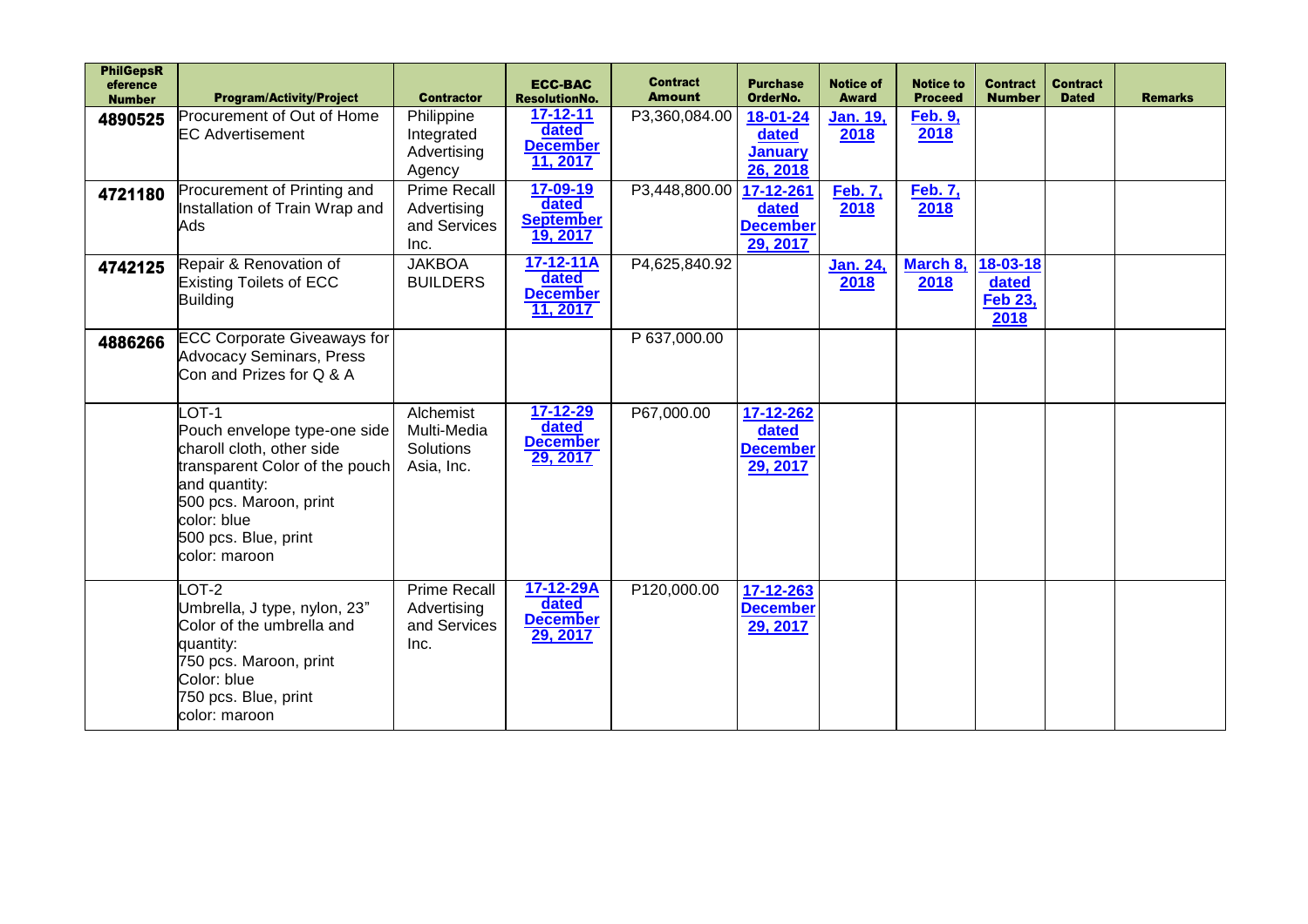| PhilGepsReference Number | Program/Activity/Project | Contractor | ECC-BAC ResolutionNo. | Contract Amount | Purchase OrderNo. | Notice of Award | Notice to Proceed | Contract Number | Contract Dated | Remarks |
|---|---|---|---|---|---|---|---|---|---|---|
| 4890525 | Procurement of Out of Home EC Advertisement | Philippine Integrated Advertising Agency | 17-12-11 dated December 11, 2017 | P3,360,084.00 | 18-01-24 dated January 26, 2018 | Jan. 19, 2018 | Feb. 9, 2018 | | | |
| 4721180 | Procurement of Printing and Installation of Train Wrap and Ads | Prime Recall Advertising and Services Inc. | 17-09-19 dated September 19, 2017 | P3,448,800.00 | 17-12-261 dated December 29, 2017 | Feb. 7, 2018 | Feb. 7, 2018 | | | |
| 4742125 | Repair & Renovation of Existing Toilets of ECC Building | JAKBOA BUILDERS | 17-12-11A dated December 11, 2017 | P4,625,840.92 | | Jan. 24, 2018 | March 8, 2018 | 18-03-18 dated Feb 23, 2018 | | |
| 4886266 | ECC Corporate Giveaways for Advocacy Seminars, Press Con and Prizes for Q & A | | | P 637,000.00 | | | | | | |
| | LOT-1<br>Pouch envelope type-one side charoll cloth, other side transparent Color of the pouch and quantity:<br>500 pcs. Maroon, print color: blue<br>500 pcs. Blue, print color: maroon | Alchemist Multi-Media Solutions Asia, Inc. | 17-12-29 dated December 29, 2017 | P67,000.00 | 17-12-262 dated December 29, 2017 | | | | | |
| | LOT-2<br>Umbrella, J type, nylon, 23" Color of the umbrella and quantity:<br>750 pcs. Maroon, print Color: blue<br>750 pcs. Blue, print color: maroon | Prime Recall Advertising and Services Inc. | 17-12-29A dated December 29, 2017 | P120,000.00 | 17-12-263 December 29, 2017 | | | | | |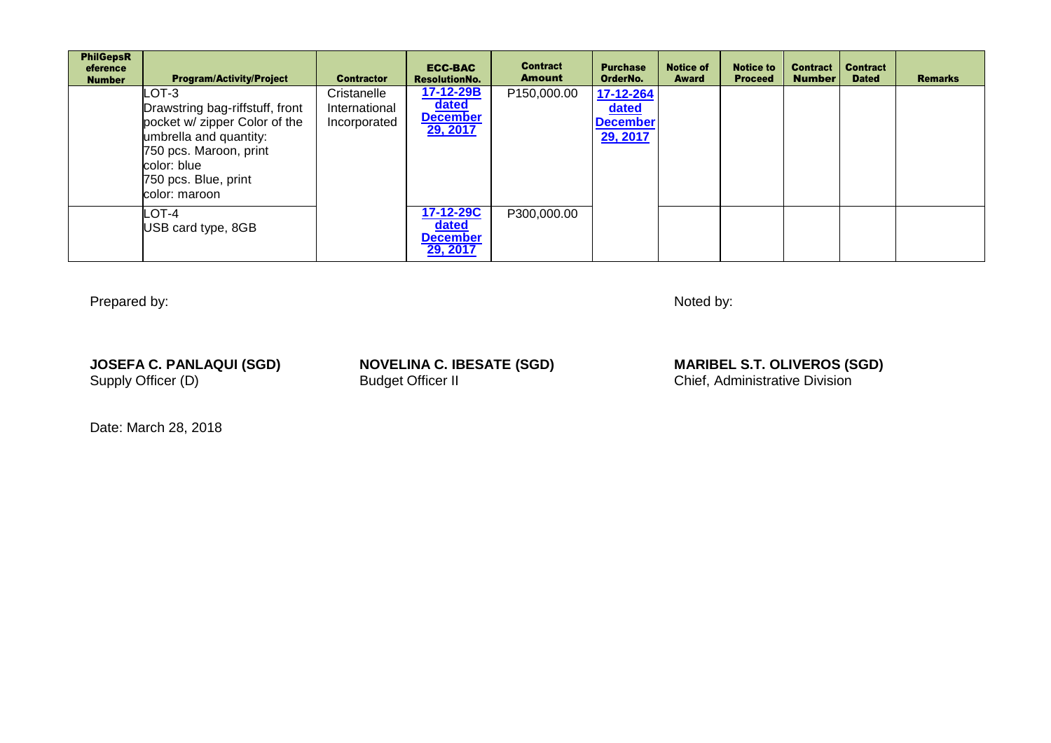| PhilGepsReference Number | Program/Activity/Project | Contractor | ECC-BAC ResolutionNo. | Contract Amount | Purchase OrderNo. | Notice of Award | Notice to Proceed | Contract Number | Contract Dated | Remarks |
|---|---|---|---|---|---|---|---|---|---|---|
| | LOT-3<br>Drawstring bag-riffstuff, front pocket w/ zipper Color of the umbrella and quantity:<br>750 pcs. Maroon, print color: blue<br>750 pcs. Blue, print color: maroon | Cristanelle International Incorporated | 17-12-29B dated December 29, 2017 | P150,000.00 | 17-12-264 dated December 29, 2017 | | | | | |
| | LOT-4<br>USB card type, 8GB | | 17-12-29C dated December 29, 2017 | P300,000.00 | | | | | | |

Prepared by:

**JOSEFA C. PANLAQUI (SGD)**
Supply Officer (D)

**NOVELINA C. IBESATE (SGD)**
Budget Officer II

Noted by:

**MARIBEL S.T. OLIVEROS (SGD)**
Chief, Administrative Division

Date: March 28, 2018